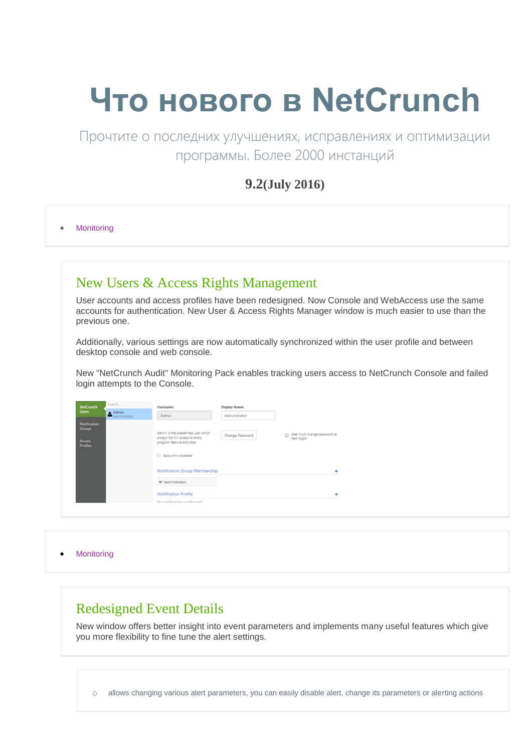# Что нового в NetCrunch

Прочтите о последних улучшениях, исправлениях и оптимизации программы. Более 2000 инстанций

**9.2(July 2016)**

- Monitoring

## New Users & Access Rights Management

User accounts and access profiles have been redesigned. Now Console and WebAccess use the same accounts for authentication. New User & Access Rights Manager window is much easier to use than the previous one.

Additionally, various settings are now automatically synchronized within the user profile and between desktop console and web console.

New "NetCrunch Audit" Monitoring Pack enables tracking users access to NetCrunch Console and failed login attempts to the Console.

- Monitoring

## Redesigned Event Details

New window offers better insight into event parameters and implements many useful features which give you more flexibility to fine tune the alert settings.

- allows changing various alert parameters, you can easily disable alert, change its parameters or alerting actions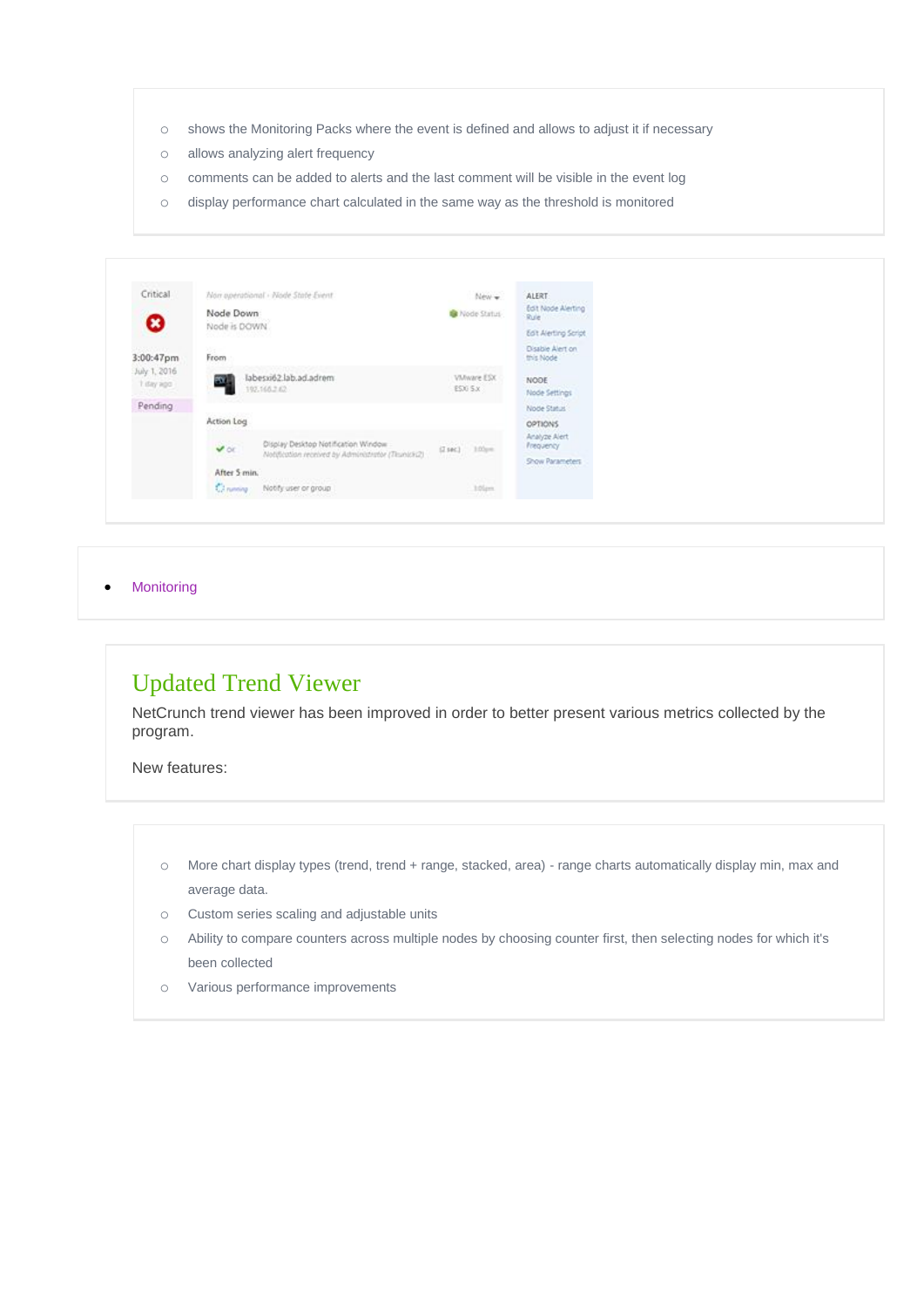- shows the Monitoring Packs where the event is defined and allows to adjust it if necessary
- allows analyzing alert frequency
- comments can be added to alerts and the last comment will be visible in the event log
- display performance chart calculated in the same way as the threshold is monitored

- Monitoring

## Updated Trend Viewer

NetCrunch trend viewer has been improved in order to better present various metrics collected by the program.

New features:

- More chart display types (trend, trend + range, stacked, area) - range charts automatically display min, max and average data.
- Custom series scaling and adjustable units
- Ability to compare counters across multiple nodes by choosing counter first, then selecting nodes for which it's been collected
- Various performance improvements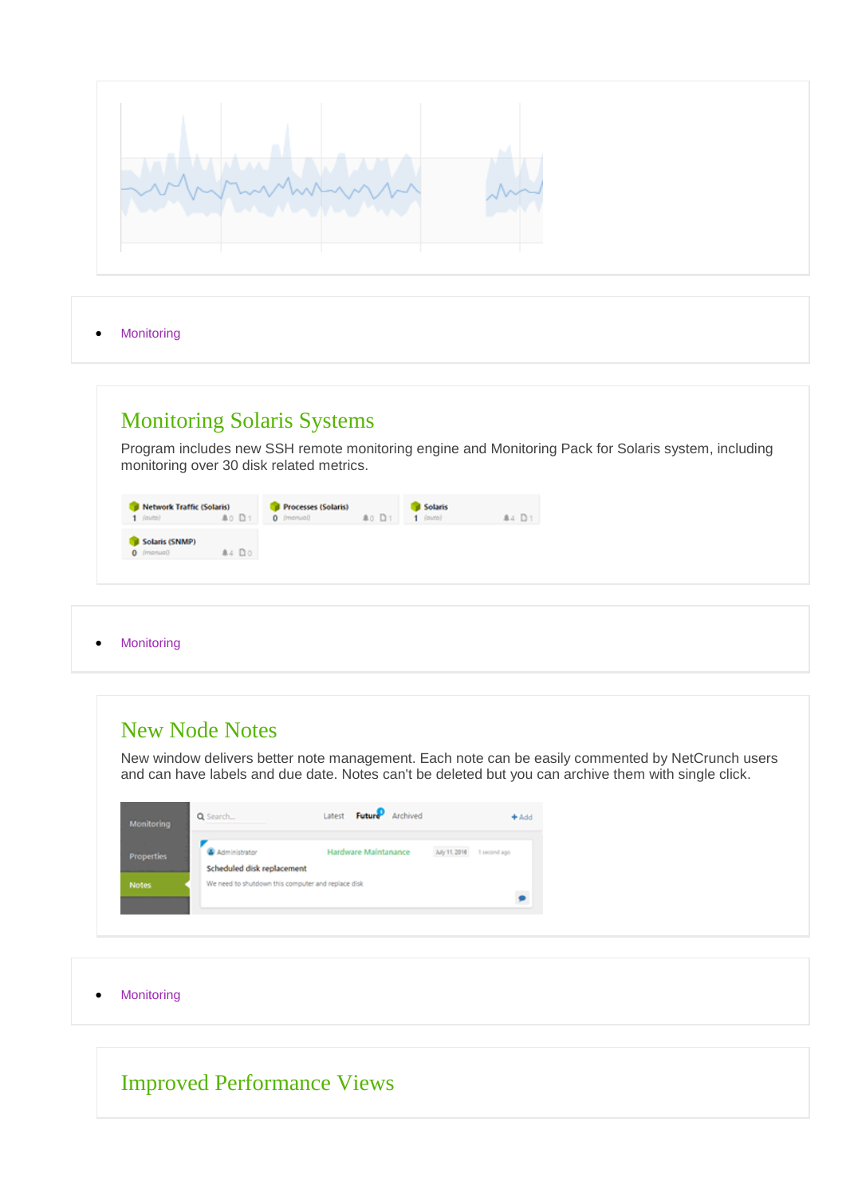- Monitoring

## Monitoring Solaris Systems

Program includes new SSH remote monitoring engine and Monitoring Pack for Solaris system, including monitoring over 30 disk related metrics.

- Monitoring

## New Node Notes

New window delivers better note management. Each note can be easily commented by NetCrunch users and can have labels and due date. Notes can't be deleted but you can archive them with single click.

- Monitoring

## Improved Performance Views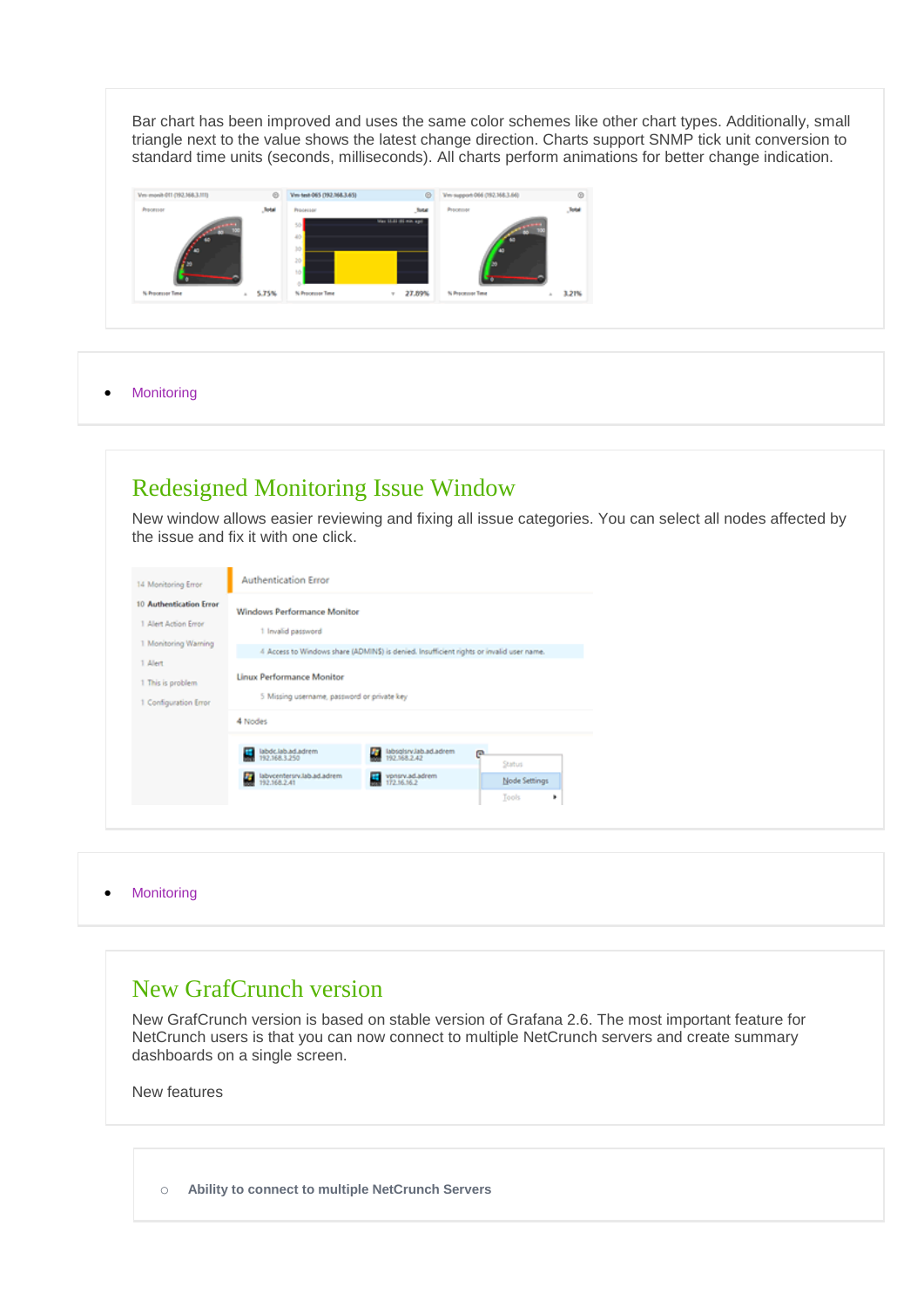Bar chart has been improved and uses the same color schemes like other chart types. Additionally, small triangle next to the value shows the latest change direction. Charts support SNMP tick unit conversion to standard time units (seconds, milliseconds). All charts perform animations for better change indication.

- Monitoring

## Redesigned Monitoring Issue Window

New window allows easier reviewing and fixing all issue categories. You can select all nodes affected by the issue and fix it with one click.

- Monitoring

## New GrafCrunch version

New GrafCrunch version is based on stable version of Grafana 2.6. The most important feature for NetCrunch users is that you can now connect to multiple NetCrunch servers and create summary dashboards on a single screen.

New features

- **Ability to connect to multiple NetCrunch Servers**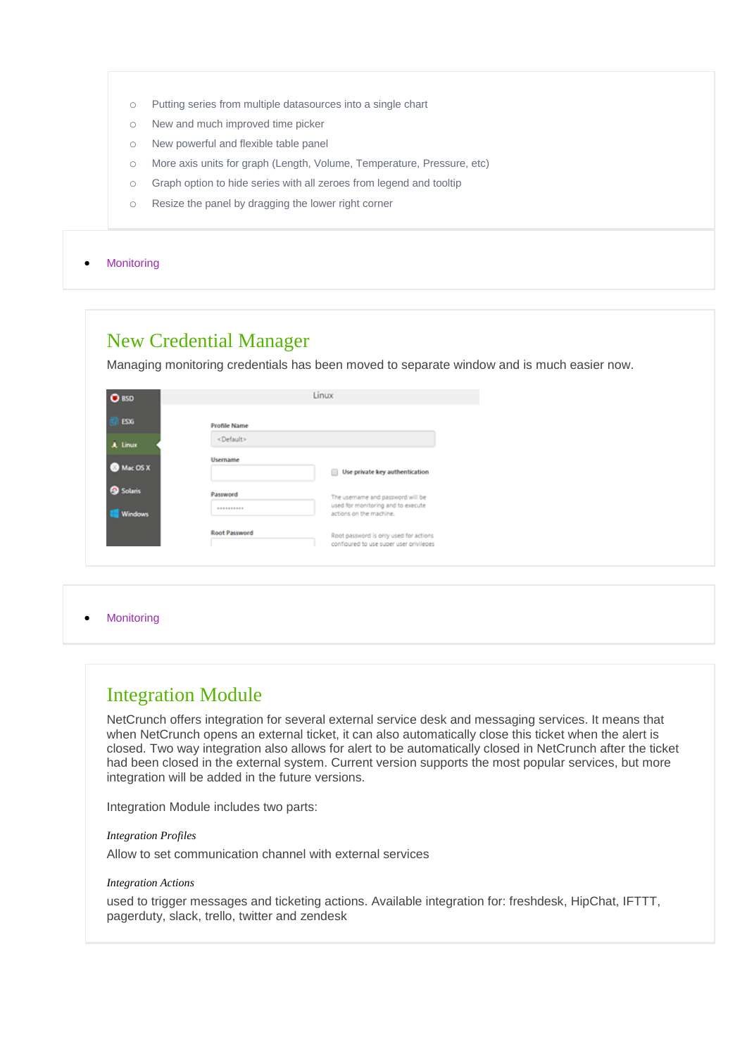- Putting series from multiple datasources into a single chart
- New and much improved time picker
- New powerful and flexible table panel
- More axis units for graph (Length, Volume, Temperature, Pressure, etc)
- Graph option to hide series with all zeroes from legend and tooltip
- Resize the panel by dragging the lower right corner

- Monitoring

## New Credential Manager

Managing monitoring credentials has been moved to separate window and is much easier now.

- Monitoring

## Integration Module

NetCrunch offers integration for several external service desk and messaging services. It means that when NetCrunch opens an external ticket, it can also automatically close this ticket when the alert is closed. Two way integration also allows for alert to be automatically closed in NetCrunch after the ticket had been closed in the external system. Current version supports the most popular services, but more integration will be added in the future versions.

Integration Module includes two parts:

*Integration Profiles*

Allow to set communication channel with external services

*Integration Actions*

used to trigger messages and ticketing actions. Available integration for: freshdesk, HipChat, IFTTT, pagerduty, slack, trello, twitter and zendesk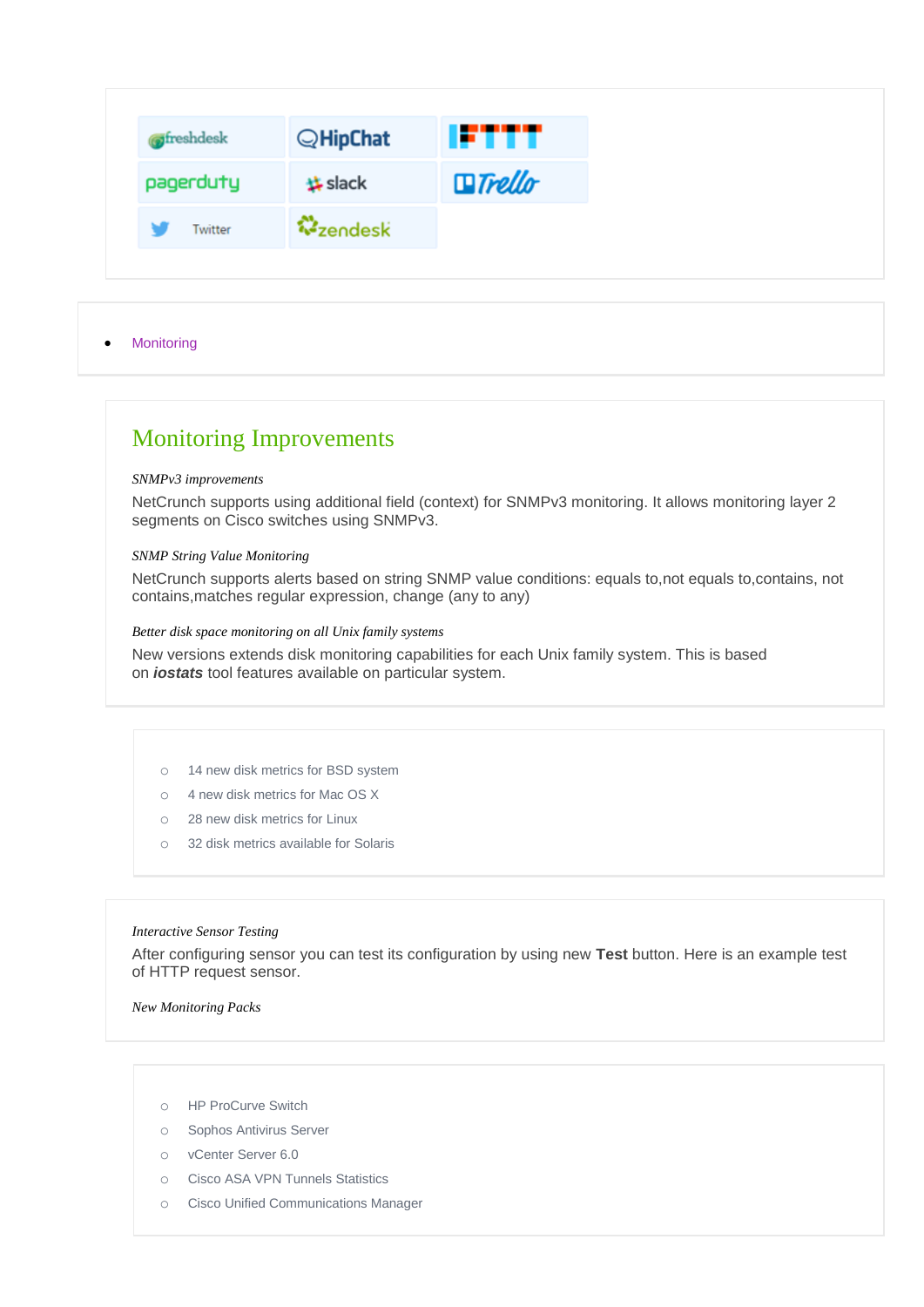freshdesk | HipChat | IFTTT
pagerduty | slack | Trello
Twitter | zendesk

- Monitoring

## Monitoring Improvements

*SNMPv3 improvements*

NetCrunch supports using additional field (context) for SNMPv3 monitoring. It allows monitoring layer 2 segments on Cisco switches using SNMPv3.

*SNMP String Value Monitoring*

NetCrunch supports alerts based on string SNMP value conditions: equals to,not equals to,contains, not contains,matches regular expression, change (any to any)

*Better disk space monitoring on all Unix family systems*

New versions extends disk monitoring capabilities for each Unix family system. This is based on ***iostats*** tool features available on particular system.

- 14 new disk metrics for BSD system
- 4 new disk metrics for Mac OS X
- 28 new disk metrics for Linux
- 32 disk metrics available for Solaris

*Interactive Sensor Testing*

After configuring sensor you can test its configuration by using new **Test** button. Here is an example test of HTTP request sensor.

*New Monitoring Packs*

- HP ProCurve Switch
- Sophos Antivirus Server
- vCenter Server 6.0
- Cisco ASA VPN Tunnels Statistics
- Cisco Unified Communications Manager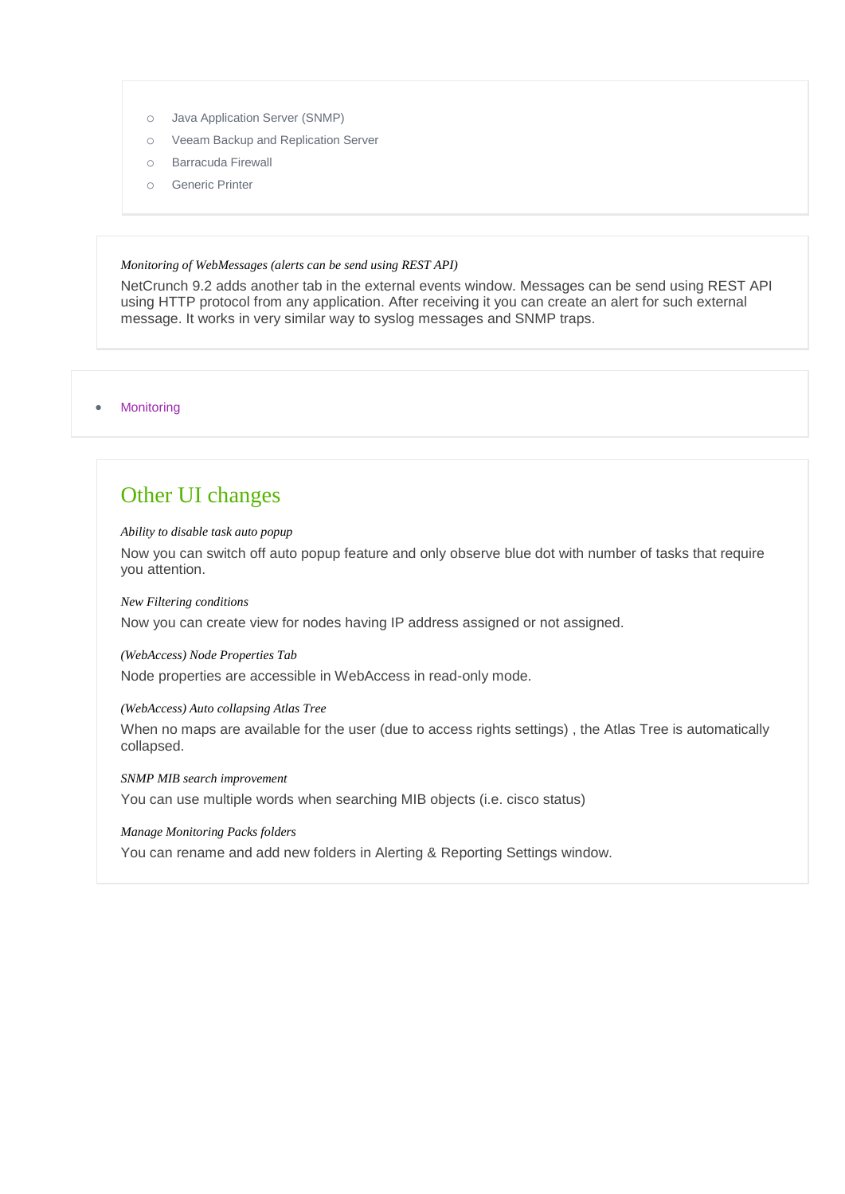- Java Application Server (SNMP)
- Veeam Backup and Replication Server
- Barracuda Firewall
- Generic Printer

*Monitoring of WebMessages (alerts can be send using REST API)*

NetCrunch 9.2 adds another tab in the external events window. Messages can be send using REST API using HTTP protocol from any application. After receiving it you can create an alert for such external message. It works in very similar way to syslog messages and SNMP traps.

- Monitoring

## Other UI changes

*Ability to disable task auto popup*

Now you can switch off auto popup feature and only observe blue dot with number of tasks that require you attention.

*New Filtering conditions*

Now you can create view for nodes having IP address assigned or not assigned.

*(WebAccess) Node Properties Tab*

Node properties are accessible in WebAccess in read-only mode.

*(WebAccess) Auto collapsing Atlas Tree*

When no maps are available for the user (due to access rights settings) , the Atlas Tree is automatically collapsed.

*SNMP MIB search improvement*

You can use multiple words when searching MIB objects (i.e. cisco status)

*Manage Monitoring Packs folders*

You can rename and add new folders in Alerting & Reporting Settings window.